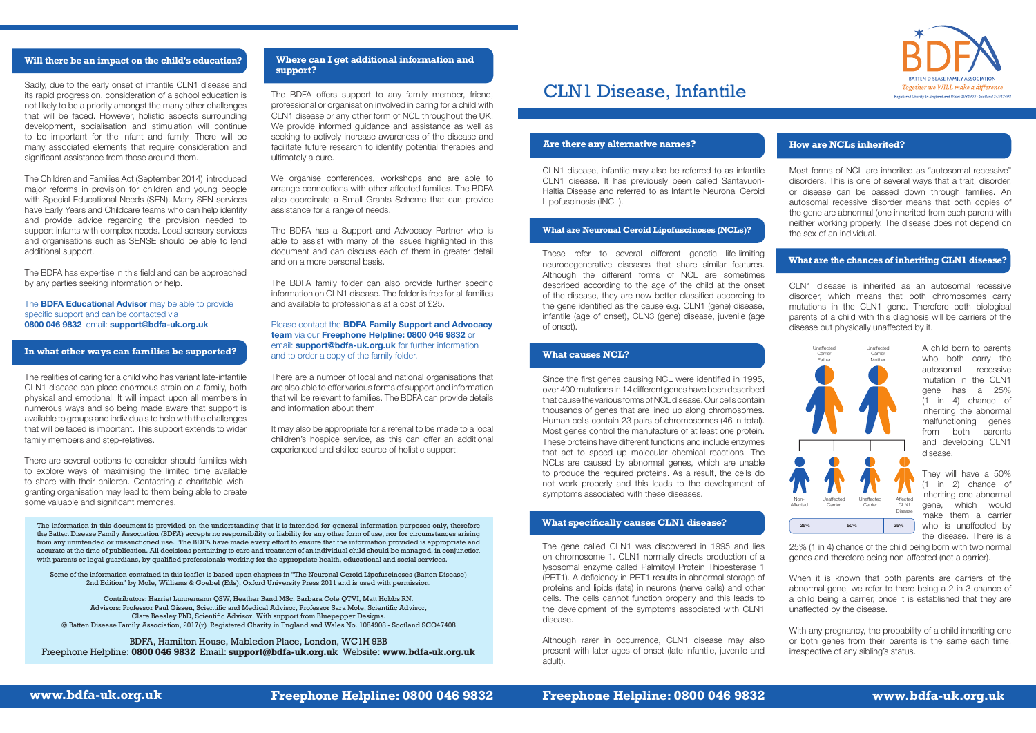# CLN1 Disease, Infantile

BDFA — BATTEN DISEASE FAMILY ASSOCIATION — *Together we WILL make a difference*

Registered Charity in England and Wales 1084908 - Scotland SC047408

## Are there any alternative names?

CLN1 disease, infantile may also be referred to as infantile CLN1 disease. It has previously been called Santavuori-Haltia Disease and referred to as Infantile Neuronal Ceroid Lipofuscinosis (INCL).

## What are Neuronal Ceroid Lipofuscinoses (NCLs)?

These refer to several different genetic life-limiting neurodegenerative diseases that share similar features. Although the different forms of NCL are sometimes described according to the age of the child at the onset of the disease, they are now better classified according to the gene identified as the cause e.g. CLN1 (gene) disease, infantile (age of onset), CLN3 (gene) disease, juvenile (age of onset).

## What causes NCL?

Since the first genes causing NCL were identified in 1995, over 400 mutations in 14 different genes have been described that cause the various forms of NCL disease. Our cells contain thousands of genes that are lined up along chromosomes. Human cells contain 23 pairs of chromosomes (46 in total). Most genes control the manufacture of at least one protein. These proteins have different functions and include enzymes that act to speed up molecular chemical reactions. The NCLs are caused by abnormal genes, which are unable to produce the required proteins. As a result, the cells do not work properly and this leads to the development of symptoms associated with these diseases.

## What specifically causes CLN1 disease?

The gene called CLN1 was discovered in 1995 and lies on chromosome 1. CLN1 normally directs production of a lysosomal enzyme called Palmitoyl Protein Thioesterase 1 (PPT1). A deficiency in PPT1 results in abnormal storage of proteins and lipids (fats) in neurons (nerve cells) and other cells. The cells cannot function properly and this leads to the development of the symptoms associated with CLN1 disease.

Although rarer in occurrence, CLN1 disease may also present with later ages of onset (late-infantile, juvenile and adult).

## How are NCLs inherited?

Most forms of NCL are inherited as "autosomal recessive" disorders. This is one of several ways that a trait, disorder, or disease can be passed down through families. An autosomal recessive disorder means that both copies of the gene are abnormal (one inherited from each parent) with neither working properly. The disease does not depend on the sex of an individual.

## What are the chances of inheriting CLN1 disease?

CLN1 disease is inherited as an autosomal recessive disorder, which means that both chromosomes carry mutations in the CLN1 gene. Therefore both biological parents of a child with this diagnosis will be carriers of the disease but physically unaffected by it.

Unaffected Carrier Father — Unaffected Carrier Mother

| Non-Affected | Unaffected Carrier | Unaffected Carrier | Affected CLN1 Disease |
|---|---|---|---|
| 25% | 50% | | 25% |

A child born to parents who both carry the autosomal recessive mutation in the CLN1 gene has a 25% (1 in 4) chance of inheriting the abnormal malfunctioning genes from both parents and developing CLN1 disease.

They will have a 50% (1 in 2) chance of inheriting one abnormal gene, which would make them a carrier who is unaffected by the disease. There is a 25% (1 in 4) chance of the child being born with two normal genes and therefore being non-affected (not a carrier).

When it is known that both parents are carriers of the abnormal gene, we refer to there being a 2 in 3 chance of a child being a carrier, once it is established that they are unaffected by the disease.

With any pregnancy, the probability of a child inheriting one or both genes from their parents is the same each time, irrespective of any sibling's status.

## Will there be an impact on the child's education?

Sadly, due to the early onset of infantile CLN1 disease and its rapid progression, consideration of a school education is not likely to be a priority amongst the many other challenges that will be faced. However, holistic aspects surrounding development, socialisation and stimulation will continue to be important for the infant and family. There will be many associated elements that require consideration and significant assistance from those around them.

The Children and Families Act (September 2014) introduced major reforms in provision for children and young people with Special Educational Needs (SEN). Many SEN services have Early Years and Childcare teams who can help identify and provide advice regarding the provision needed to support infants with complex needs. Local sensory services and organisations such as SENSE should be able to lend additional support.

The BDFA has expertise in this field and can be approached by any parties seeking information or help.

The **BDFA Educational Advisor** may be able to provide specific support and can be contacted via **0800 046 9832** email: **support@bdfa-uk.org.uk**

## In what other ways can families be supported?

The realities of caring for a child who has variant late-infantile CLN1 disease can place enormous strain on a family, both physical and emotional. It will impact upon all members in numerous ways and so being made aware that support is available to groups and individuals to help with the challenges that will be faced is important. This support extends to wider family members and step-relatives.

There are several options to consider should families wish to explore ways of maximising the limited time available to share with their children. Contacting a charitable wish-granting organisation may lead to them being able to create some valuable and significant memories.

## Where can I get additional information and support?

The BDFA offers support to any family member, friend, professional or organisation involved in caring for a child with CLN1 disease or any other form of NCL throughout the UK. We provide informed guidance and assistance as well as seeking to actively increase awareness of the disease and facilitate future research to identify potential therapies and ultimately a cure.

We organise conferences, workshops and are able to arrange connections with other affected families. The BDFA also coordinate a Small Grants Scheme that can provide assistance for a range of needs.

The BDFA has a Support and Advocacy Partner who is able to assist with many of the issues highlighted in this document and can discuss each of them in greater detail and on a more personal basis.

The BDFA family folder can also provide further specific information on CLN1 disease. The folder is free for all families and available to professionals at a cost of £25.

Please contact the **BDFA Family Support and Advocacy team** via our **Freephone Helpline: 0800 046 9832** or email: **support@bdfa-uk.org.uk** for further information and to order a copy of the family folder.

There are a number of local and national organisations that are also able to offer various forms of support and information that will be relevant to families. The BDFA can provide details and information about them.

It may also be appropriate for a referral to be made to a local children's hospice service, as this can offer an additional experienced and skilled source of holistic support.

The information in this document is provided on the understanding that it is intended for general information purposes only, therefore the Batten Disease Family Association (BDFA) accepts no responsibility or liability for any other form of use, nor for circumstances arising from any unintended or unsanctioned use. The BDFA have made every effort to ensure that the information provided is appropriate and accurate at the time of publication. All decisions pertaining to care and treatment of an individual child should be managed, in conjunction with parents or legal guardians, by qualified professionals working for the appropriate health, educational and social services.

Some of the information contained in this leaflet is based upon chapters in "The Neuronal Ceroid Lipofuscinoses (Batten Disease) 2nd Edition" by Mole, Williams & Goebel (Eds), Oxford University Press 2011 and is used with permission.

Contributors: Harriet Lunnemann QSW, Heather Band MSc, Barbara Cole QTVI, Matt Hobbs RN.
Advisors: Professor Paul Gissen, Scientific and Medical Advisor, Professor Sara Mole, Scientific Advisor, Clare Beesley PhD, Scientific Advisor. With support from Bluepepper Designs.
© Batten Disease Family Association, 2017(r) Registered Charity in England and Wales No. 1084908 - Scotland SCO47408

BDFA, Hamilton House, Mabledon Place, London, WC1H 9BB
Freephone Helpline: **0800 046 9832** Email: **support@bdfa-uk.org.uk** Website: **www.bdfa-uk.org.uk**

**www.bdfa-uk.org.uk** **Freephone Helpline: 0800 046 9832**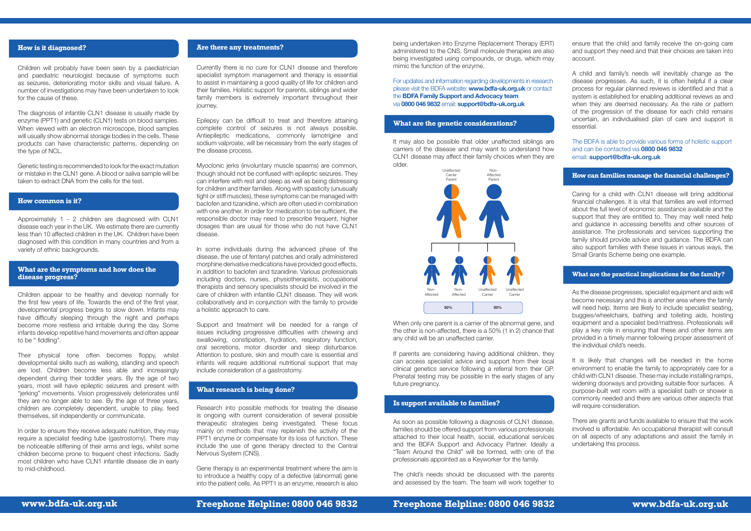## How is it diagnosed?

Children will probably have been seen by a paediatrician and paediatric neurologist because of symptoms such as seizures, deteriorating motor skills and visual failure. A number of investigations may have been undertaken to look for the cause of these.

The diagnosis of infantile CLN1 disease is usually made by enzyme (PPT1) and genetic (CLN1) tests on blood samples. When viewed with an electron microscope, blood samples will usually show abnormal storage bodies in the cells. These products can have characteristic patterns, depending on the type of NCL.

Genetic testing is recommended to look for the exact mutation or mistake in the CLN1 gene. A blood or saliva sample will be taken to extract DNA from the cells for the test.

## How common is it?

Approximately 1 - 2 children are diagnosed with CLN1 disease each year in the UK. We estimate there are currently less than 10 affected children in the UK. Children have been diagnosed with this condition in many countries and from a variety of ethnic backgrounds.

## What are the symptoms and how does the disease progress?

Children appear to be healthy and develop normally for the first few years of life. Towards the end of the first year, developmental progress begins to slow down. Infants may have difficulty sleeping through the night and perhaps become more restless and irritable during the day. Some infants develop repetitive hand movements and often appear to be " fiddling".

Their physical tone often becomes floppy, whilst developmental skills such as walking, standing and speech are lost. Children become less able and increasingly dependent during their toddler years. By the age of two years, most will have epileptic seizures and present with "jerking" movements. Vision progressively deteriorates until they are no longer able to see. By the age of three years, children are completely dependent, unable to play, feed themselves, sit independently or communicate.

In order to ensure they receive adequate nutrition, they may require a specialist feeding tube (gastrostomy). There may be noticeable stiffening of their arms and legs, whilst some children become prone to frequent chest infections. Sadly most children who have CLN1 infantile disease die in early to mid-childhood.

## Are there any treatments?

Currently there is no cure for CLN1 disease and therefore specialist symptom management and therapy is essential to assist in maintaining a good quality of life for children and their families. Holistic support for parents, siblings and wider family members is extremely important throughout their journey.

Epilepsy can be difficult to treat and therefore attaining complete control of seizures is not always possible. Antiepileptic medications, commonly lamotrigine and sodium valproate, will be necessary from the early stages of the disease process.

Myoclonic jerks (involuntary muscle spasms) are common, though should not be confused with epileptic seizures. They can interfere with rest and sleep as well as being distressing for children and their families. Along with spasticity (unusually tight or stiff muscles), these symptoms can be managed with baclofen and tizanidine, which are often used in combination with one another. In order for medication to be sufficient, the responsible doctor may need to prescribe frequent, higher dosages than are usual for those who do not have CLN1 disease.

In some individuals during the advanced phase of the disease, the use of fentanyl patches and orally administered morphine derivative medications have provided good effects, in addition to baclofen and tizanidine. Various professionals including doctors, nurses, physiotherapists, occupational therapists and sensory specialists should be involved in the care of children with infantile CLN1 disease. They will work collaboratively and in conjunction with the family to provide a holistic approach to care.

Support and treatment will be needed for a range of issues including progressive difficulties with chewing and swallowing, constipation, hydration, respiratory function, oral secretions, motor disorder and sleep disturbance. Attention to posture, skin and mouth care is essential and infants will require additional nutritional support that may include consideration of a gastrostomy.

## What research is being done?

Research into possible methods for treating the disease is ongoing with current consideration of several possible therapeutic strategies being investigated. These focus mainly on methods that may replenish the activity of the PPT1 enzyme or compensate for its loss of function. These include the use of gene therapy directed to the Central Nervous System (CNS).

Gene therapy is an experimental treatment where the aim is to introduce a healthy copy of a defective (abnormal) gene into the patient cells. As PPT1 is an enzyme, research is also being undertaken into Enzyme Replacement Therapy (ERT) administered to the CNS. Small molecule therapies are also being investigated using compounds, or drugs, which may mimic the function of the enzyme.

For updates and information regarding developments in research please visit the BDFA website: **www.bdfa-uk.org.uk** or contact the **BDFA Family Support and Advocacy team** via **0800 046 9832** email: **support@bdfa-uk.org.uk**

## What are the genetic considerations?

It may also be possible that older unaffected siblings are carriers of the disease and may want to understand how CLN1 disease may affect their family choices when they are older.

Unaffected Carrier Parent
Non-Affected Parent
Non-Affected
Non-Affected
Unaffected Carrier
Unaffected Carrier
50%
50%

When only one parent is a carrier of the abnormal gene, and the other is non-affected, there is a 50% (1 in 2) chance that any child will be an unaffected carrier.

If parents are considering having additional children, they can access specialist advice and support from their local clinical genetics service following a referral from their GP. Prenatal testing may be possible in the early stages of any future pregnancy.

## Is support available to families?

As soon as possible following a diagnosis of CLN1 disease, families should be offered support from various professionals attached to their local health, social, educational services and the BDFA Support and Advocacy Partner. Ideally a "Team Around the Child" will be formed, with one of the professionals appointed as a Keyworker for the family.

The child's needs should be discussed with the parents and assessed by the team. The team will work together to ensure that the child and family receive the on-going care and support they need and that their choices are taken into account.

A child and family's needs will inevitably change as the disease progresses. As such, it is often helpful if a clear process for regular planned reviews is identified and that a system is established for enabling additional reviews as and when they are deemed necessary. As the rate or pattern of the progression of the disease for each child remains uncertain, an individualised plan of care and support is essential.

The BDFA is able to provide various forms of holistic support and can be contacted via **0800 046 9832** email: **support@bdfa-uk.org.uk**

## How can families manage the financial challenges?

Caring for a child with CLN1 disease will bring additional financial challenges. It is vital that families are well informed about the full level of economic assistance available and the support that they are entitled to. They may well need help and guidance in accessing benefits and other sources of assistance. The professionals and services supporting the family should provide advice and guidance. The BDFA can also support families with these issues in various ways, the Small Grants Scheme being one example.

## What are the practical implications for the family?

As the disease progresses, specialist equipment and aids will become necessary and this is another area where the family will need help. Items are likely to include specialist seating, buggies/wheelchairs, bathing and toileting aids, hoisting equipment and a specialist bed/mattress. Professionals will play a key role in ensuring that these and other items are provided in a timely manner following proper assessment of the individual child's needs.

It is likely that changes will be needed in the home environment to enable the family to appropriately care for a child with CLN1 disease. These may include installing ramps, widening doorways and providing suitable floor surfaces. A purpose-built wet room with a specialist bath or shower is commonly needed and there are various other aspects that will require consideration.

There are grants and funds available to ensure that the work involved is affordable. An occupational therapist will consult on all aspects of any adaptations and assist the family in undertaking this process.

**www.bdfa-uk.org.uk** **Freephone Helpline: 0800 046 9832**